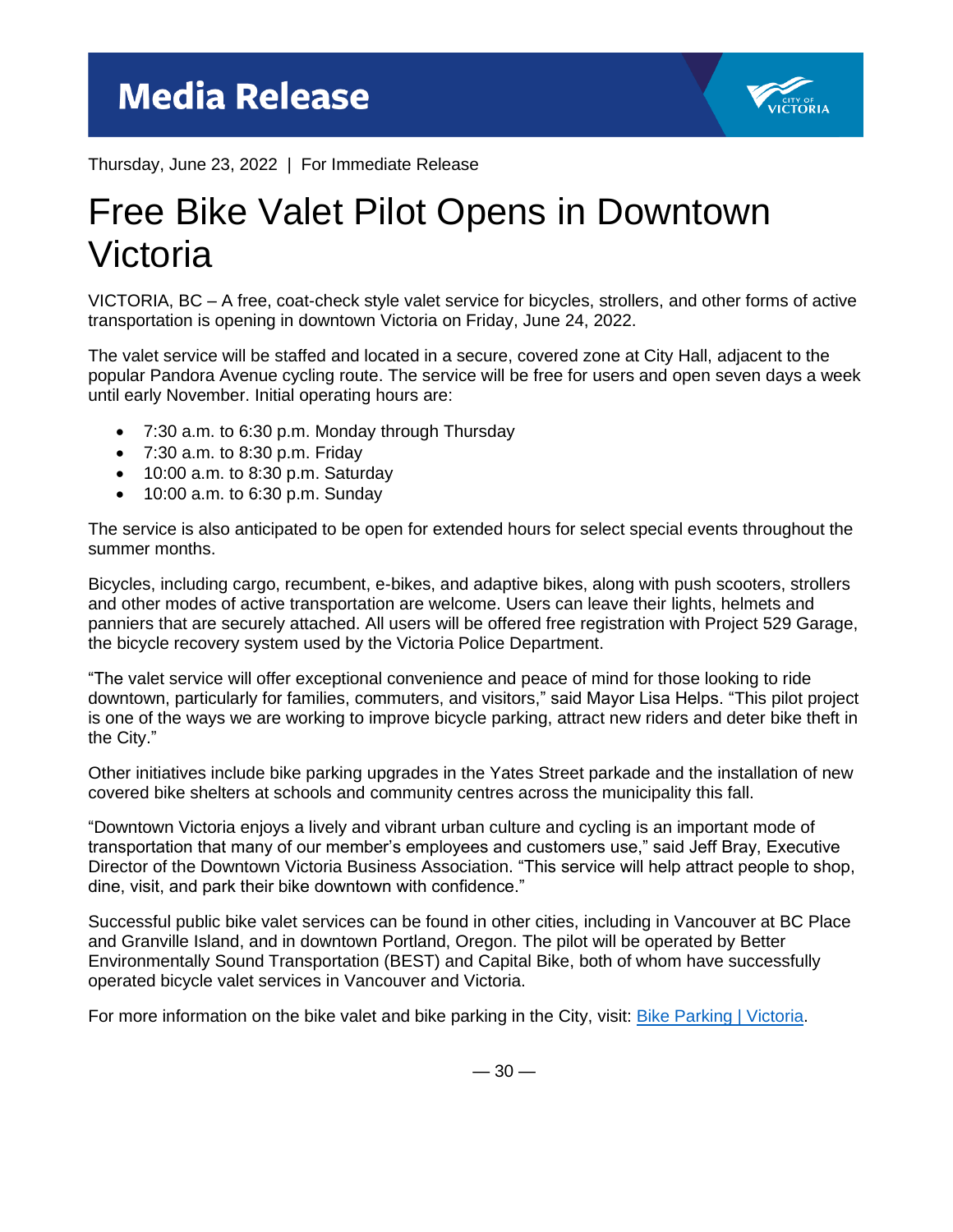# Media Release

Thursday, June 23, 2022 | For Immediate Release

## Free Bike Valet Pilot Opens in Downtown Victoria

VICTORIA, BC – A free, coat-check style valet service for bicycles, strollers, and other forms of active transportation is opening in downtown Victoria on Friday, June 24, 2022.

The valet service will be staffed and located in a secure, covered zone at City Hall, adjacent to the popular Pandora Avenue cycling route. The service will be free for users and open seven days a week until early November. Initial operating hours are:

- 7:30 a.m. to 6:30 p.m. Monday through Thursday
- 7:30 a.m. to 8:30 p.m. Friday
- 10:00 a.m. to 8:30 p.m. Saturday
- 10:00 a.m. to 6:30 p.m. Sunday

The service is also anticipated to be open for extended hours for select special events throughout the summer months.

Bicycles, including cargo, recumbent, e-bikes, and adaptive bikes, along with push scooters, strollers and other modes of active transportation are welcome. Users can leave their lights, helmets and panniers that are securely attached. All users will be offered free registration with Project 529 Garage, the bicycle recovery system used by the Victoria Police Department.

"The valet service will offer exceptional convenience and peace of mind for those looking to ride downtown, particularly for families, commuters, and visitors," said Mayor Lisa Helps. "This pilot project is one of the ways we are working to improve bicycle parking, attract new riders and deter bike theft in the City."

Other initiatives include bike parking upgrades in the Yates Street parkade and the installation of new covered bike shelters at schools and community centres across the municipality this fall.

"Downtown Victoria enjoys a lively and vibrant urban culture and cycling is an important mode of transportation that many of our member's employees and customers use," said Jeff Bray, Executive Director of the Downtown Victoria Business Association. "This service will help attract people to shop, dine, visit, and park their bike downtown with confidence."

Successful public bike valet services can be found in other cities, including in Vancouver at BC Place and Granville Island, and in downtown Portland, Oregon. The pilot will be operated by Better Environmentally Sound Transportation (BEST) and Capital Bike, both of whom have successfully operated bicycle valet services in Vancouver and Victoria.

For more information on the bike valet and bike parking in the City, visit: Bike Parking | Victoria.

— 30 —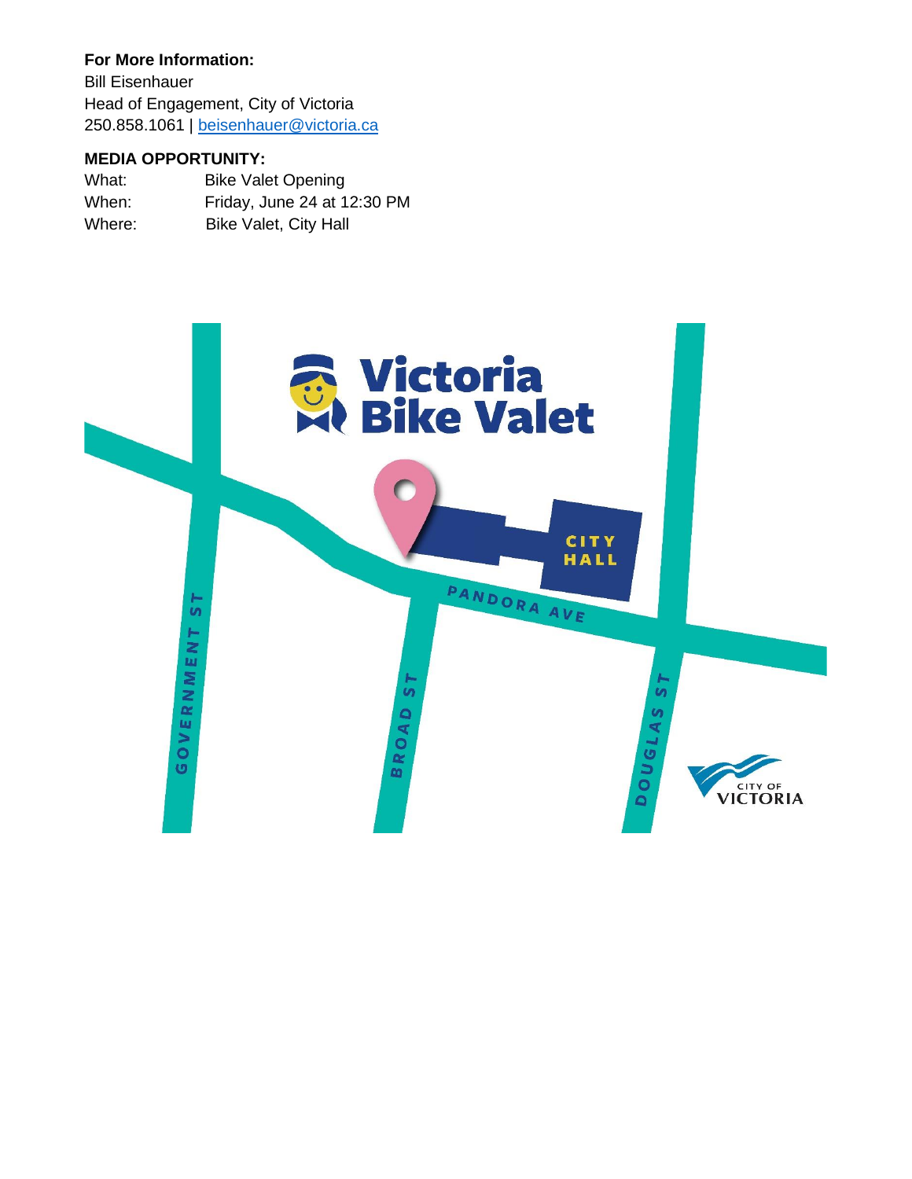**For More Information:**
Bill Eisenhauer
Head of Engagement, City of Victoria
250.858.1061 | beisenhauer@victoria.ca

**MEDIA OPPORTUNITY:**

| | |
|---|---|
| What: | Bike Valet Opening |
| When: | Friday, June 24 at 12:30 PM |
| Where: | Bike Valet, City Hall |

Victoria Bike Valet

CITY HALL

PANDORA AVE

GOVERNMENT ST

BROAD ST

DOUGLAS ST

CITY OF VICTORIA